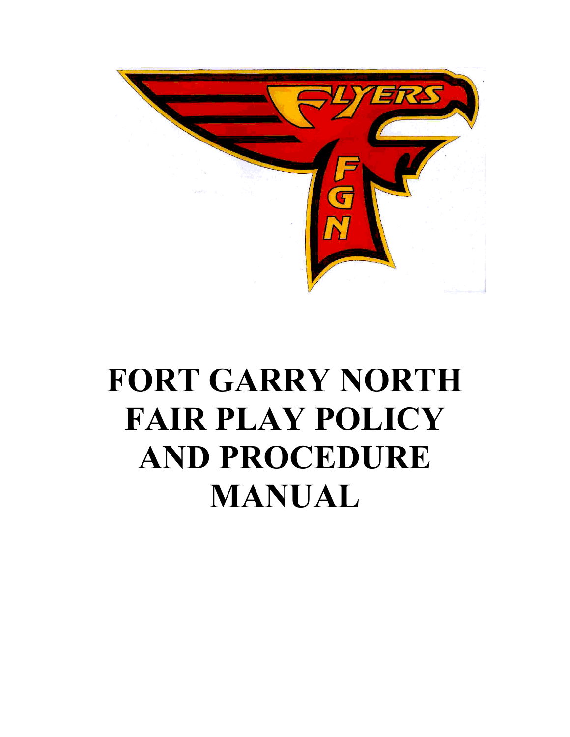# FORT GARRY NORTH FAIR PLAY POLICY AND PROCEDURE MANUAL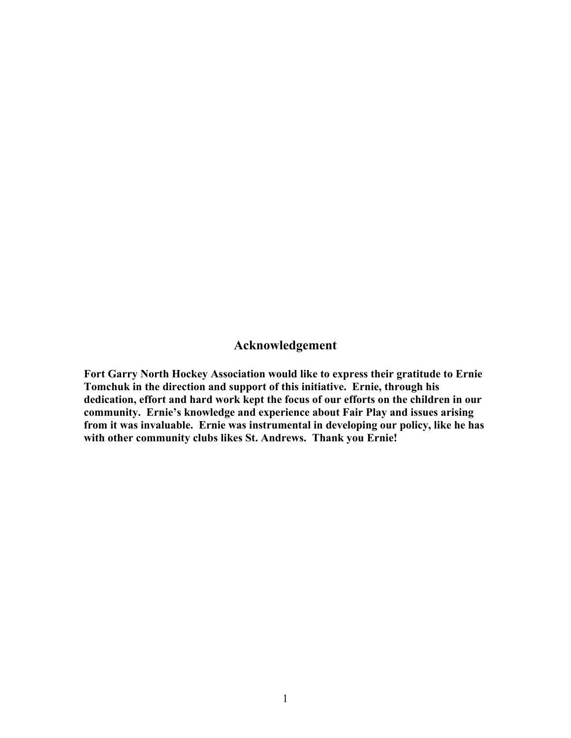## Acknowledgement

**Fort Garry North Hockey Association would like to express their gratitude to Ernie Tomchuk in the direction and support of this initiative. Ernie, through his dedication, effort and hard work kept the focus of our efforts on the children in our community. Ernie's knowledge and experience about Fair Play and issues arising from it was invaluable. Ernie was instrumental in developing our policy, like he has with other community clubs likes St. Andrews. Thank you Ernie!**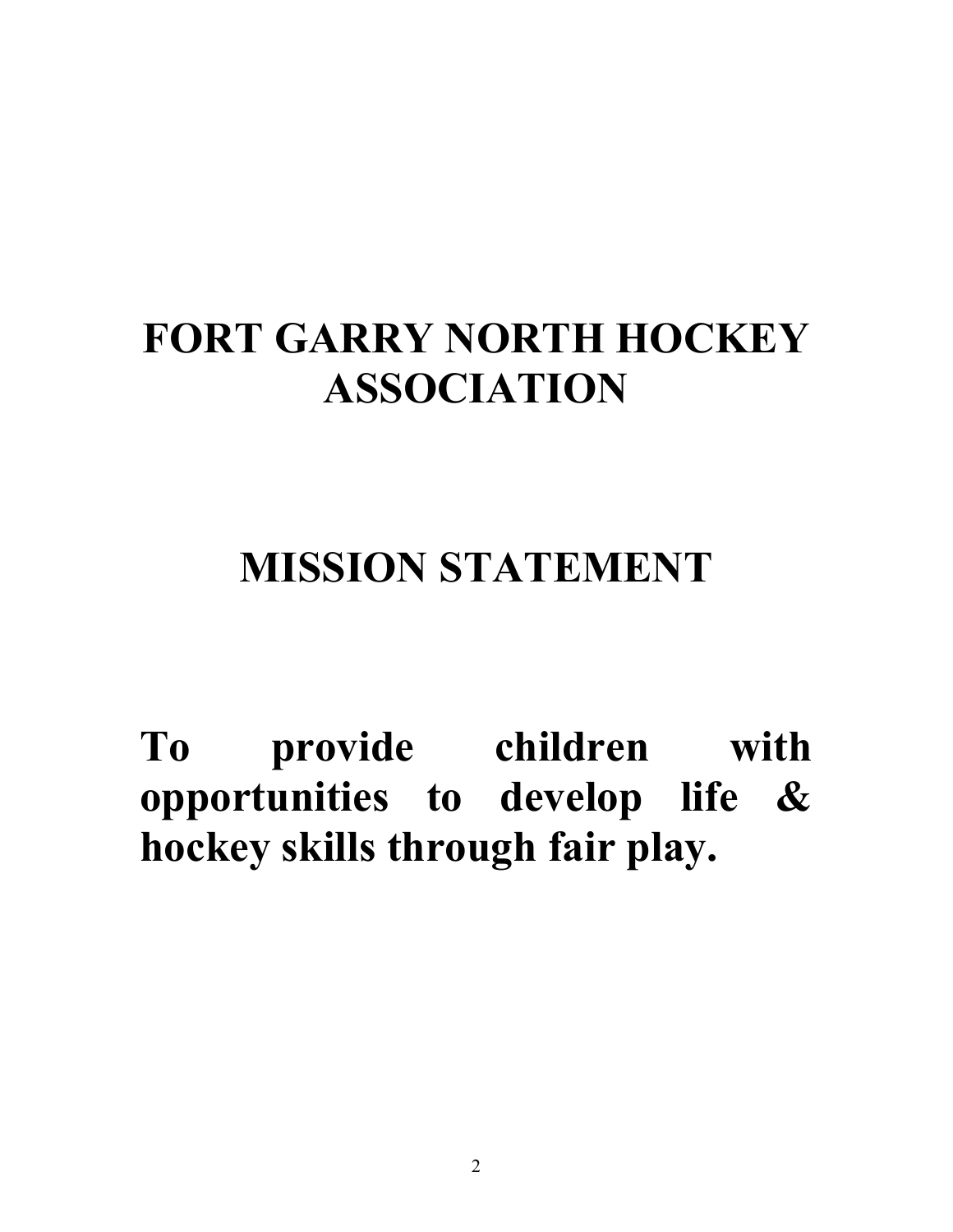# FORT GARRY NORTH HOCKEY ASSOCIATION

# MISSION STATEMENT

**To provide children with opportunities to develop life & hockey skills through fair play.**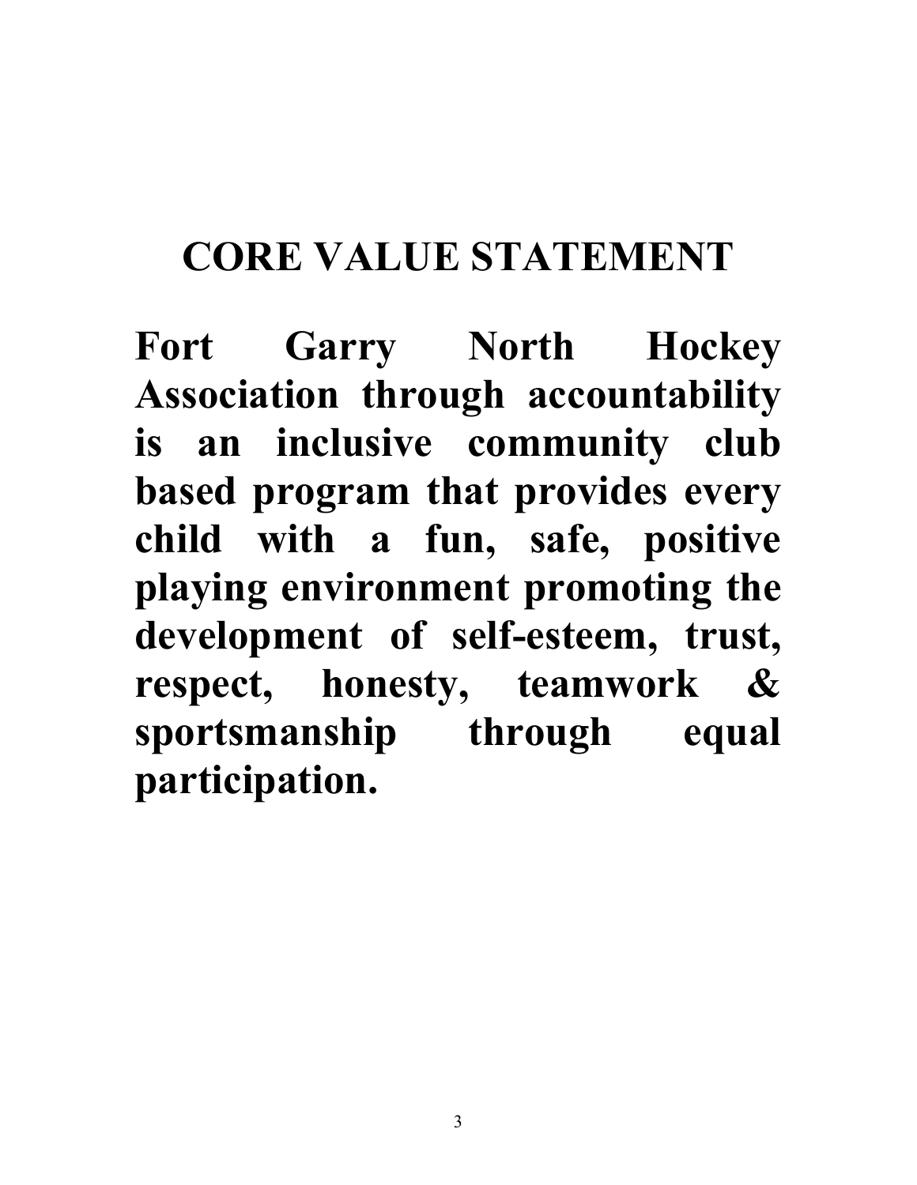# CORE VALUE STATEMENT

**Fort Garry North Hockey Association through accountability is an inclusive community club based program that provides every child with a fun, safe, positive playing environment promoting the development of self-esteem, trust, respect, honesty, teamwork & sportsmanship through equal participation.**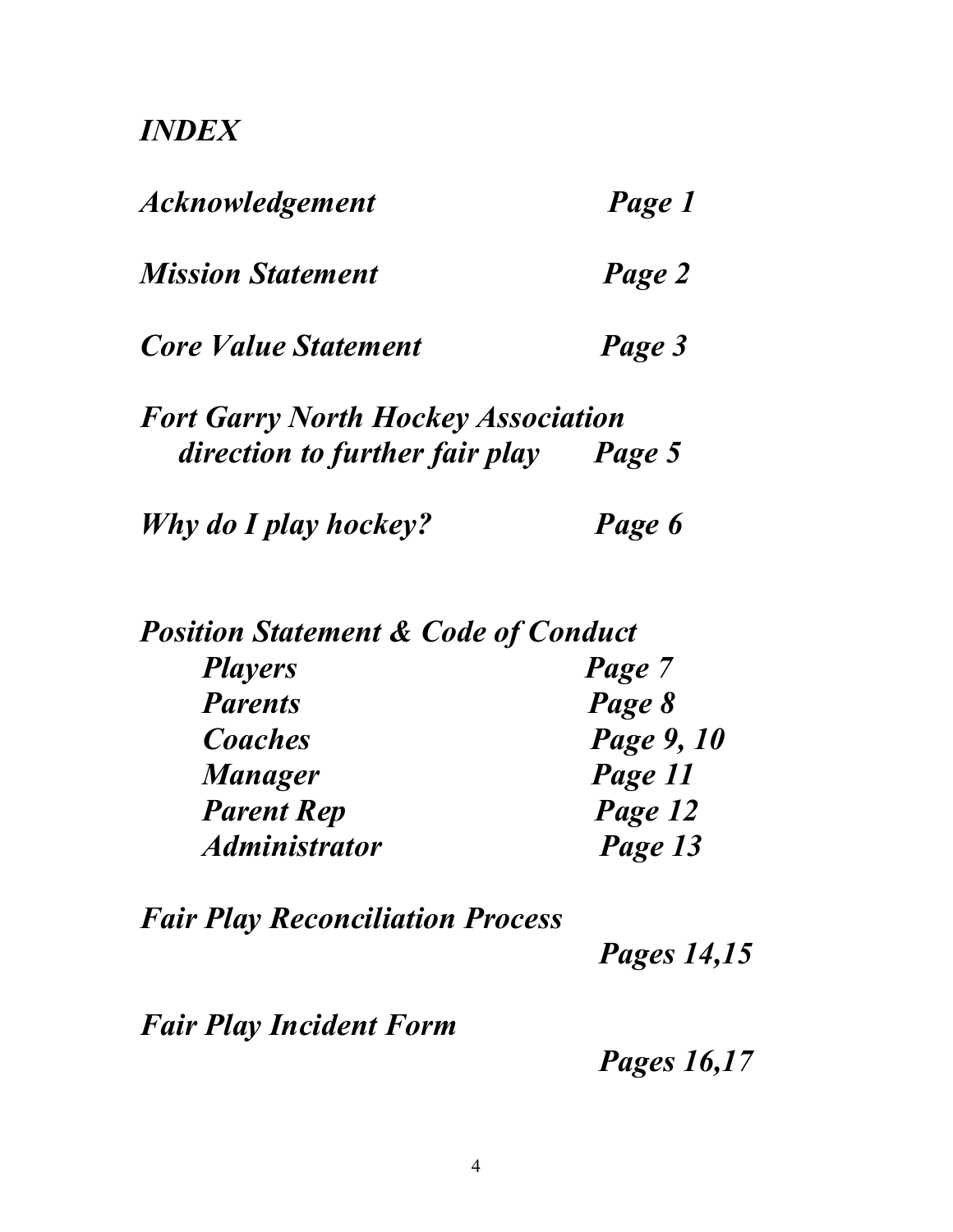# *INDEX*

| | |
|---|---|
| ***Acknowledgement*** | ***Page 1*** |
| ***Mission Statement*** | ***Page 2*** |
| ***Core Value Statement*** | ***Page 3*** |
| ***Fort Garry North Hockey Association direction to further fair play*** | ***Page 5*** |
| ***Why do I play hockey?*** | ***Page 6*** |

***Position Statement & Code of Conduct***

| | |
|---|---|
| ***Players*** | ***Page 7*** |
| ***Parents*** | ***Page 8*** |
| ***Coaches*** | ***Page 9, 10*** |
| ***Manager*** | ***Page 11*** |
| ***Parent Rep*** | ***Page 12*** |
| ***Administrator*** | ***Page 13*** |

| | |
|---|---|
| ***Fair Play Reconciliation Process*** | ***Pages 14,15*** |
| ***Fair Play Incident Form*** | ***Pages 16,17*** |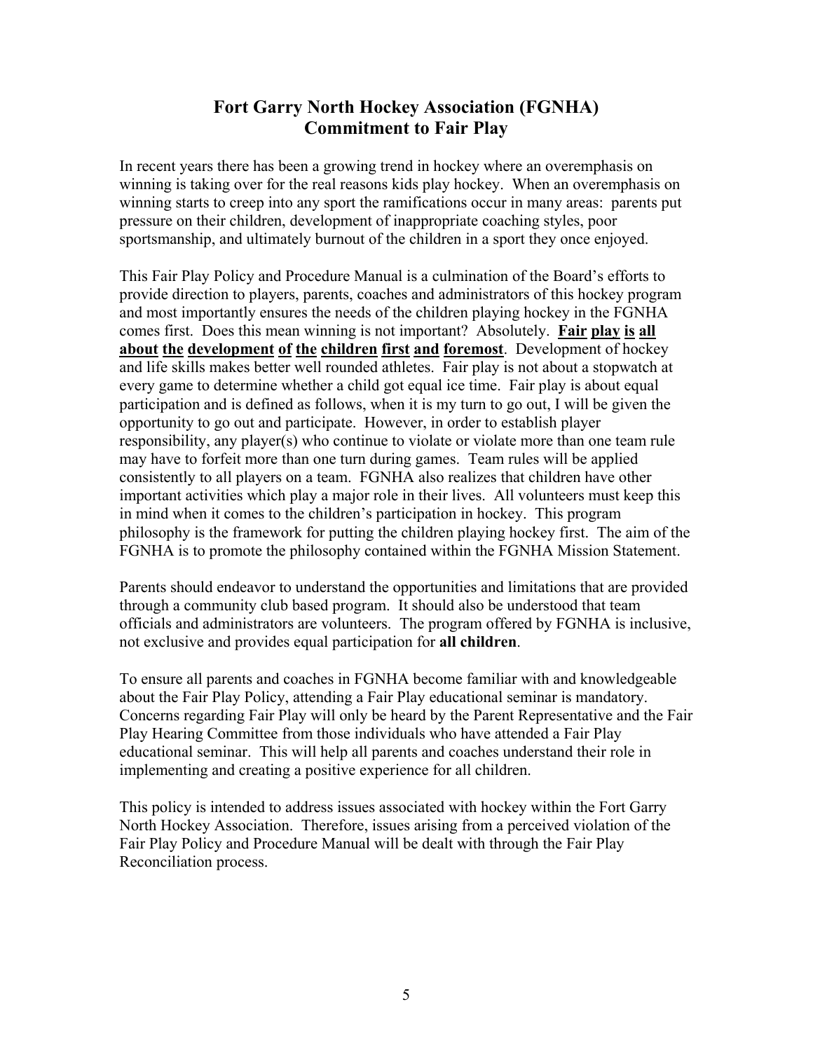# Fort Garry North Hockey Association (FGNHA)
# Commitment to Fair Play

In recent years there has been a growing trend in hockey where an overemphasis on winning is taking over for the real reasons kids play hockey. When an overemphasis on winning starts to creep into any sport the ramifications occur in many areas: parents put pressure on their children, development of inappropriate coaching styles, poor sportsmanship, and ultimately burnout of the children in a sport they once enjoyed.

This Fair Play Policy and Procedure Manual is a culmination of the Board's efforts to provide direction to players, parents, coaches and administrators of this hockey program and most importantly ensures the needs of the children playing hockey in the FGNHA comes first. Does this mean winning is not important? Absolutely. **Fair play is all about the development of the children first and foremost**. Development of hockey and life skills makes better well rounded athletes. Fair play is not about a stopwatch at every game to determine whether a child got equal ice time. Fair play is about equal participation and is defined as follows, when it is my turn to go out, I will be given the opportunity to go out and participate. However, in order to establish player responsibility, any player(s) who continue to violate or violate more than one team rule may have to forfeit more than one turn during games. Team rules will be applied consistently to all players on a team. FGNHA also realizes that children have other important activities which play a major role in their lives. All volunteers must keep this in mind when it comes to the children's participation in hockey. This program philosophy is the framework for putting the children playing hockey first. The aim of the FGNHA is to promote the philosophy contained within the FGNHA Mission Statement.

Parents should endeavor to understand the opportunities and limitations that are provided through a community club based program. It should also be understood that team officials and administrators are volunteers. The program offered by FGNHA is inclusive, not exclusive and provides equal participation for **all children**.

To ensure all parents and coaches in FGNHA become familiar with and knowledgeable about the Fair Play Policy, attending a Fair Play educational seminar is mandatory. Concerns regarding Fair Play will only be heard by the Parent Representative and the Fair Play Hearing Committee from those individuals who have attended a Fair Play educational seminar. This will help all parents and coaches understand their role in implementing and creating a positive experience for all children.

This policy is intended to address issues associated with hockey within the Fort Garry North Hockey Association. Therefore, issues arising from a perceived violation of the Fair Play Policy and Procedure Manual will be dealt with through the Fair Play Reconciliation process.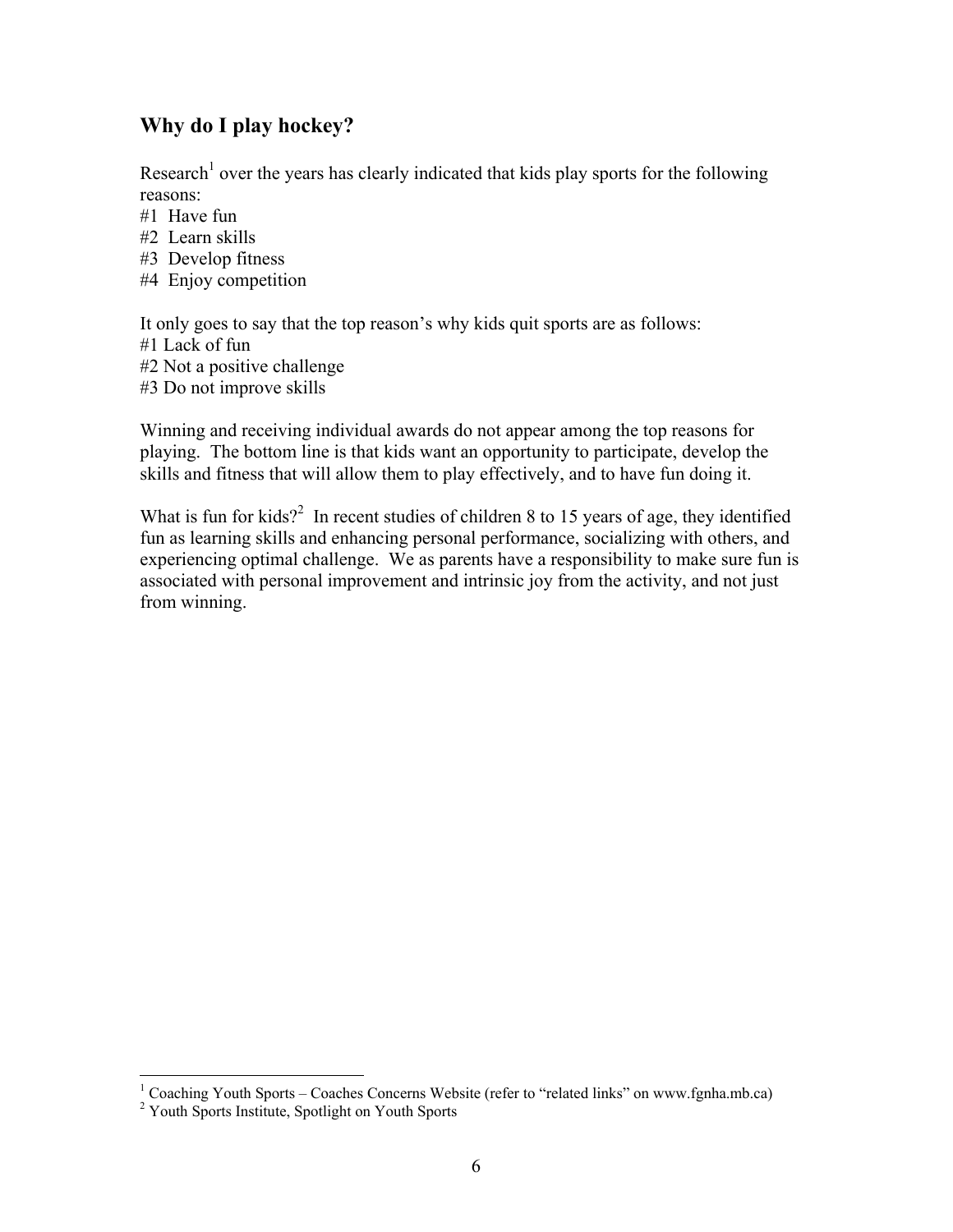## Why do I play hockey?

Research[1] over the years has clearly indicated that kids play sports for the following reasons:

#1 Have fun
#2 Learn skills
#3 Develop fitness
#4 Enjoy competition

It only goes to say that the top reason's why kids quit sports are as follows:

#1 Lack of fun
#2 Not a positive challenge
#3 Do not improve skills

Winning and receiving individual awards do not appear among the top reasons for playing. The bottom line is that kids want an opportunity to participate, develop the skills and fitness that will allow them to play effectively, and to have fun doing it.

What is fun for kids?[2] In recent studies of children 8 to 15 years of age, they identified fun as learning skills and enhancing personal performance, socializing with others, and experiencing optimal challenge. We as parents have a responsibility to make sure fun is associated with personal improvement and intrinsic joy from the activity, and not just from winning.

---

[1] Coaching Youth Sports – Coaches Concerns Website (refer to "related links" on www.fgnha.mb.ca)
[2] Youth Sports Institute, Spotlight on Youth Sports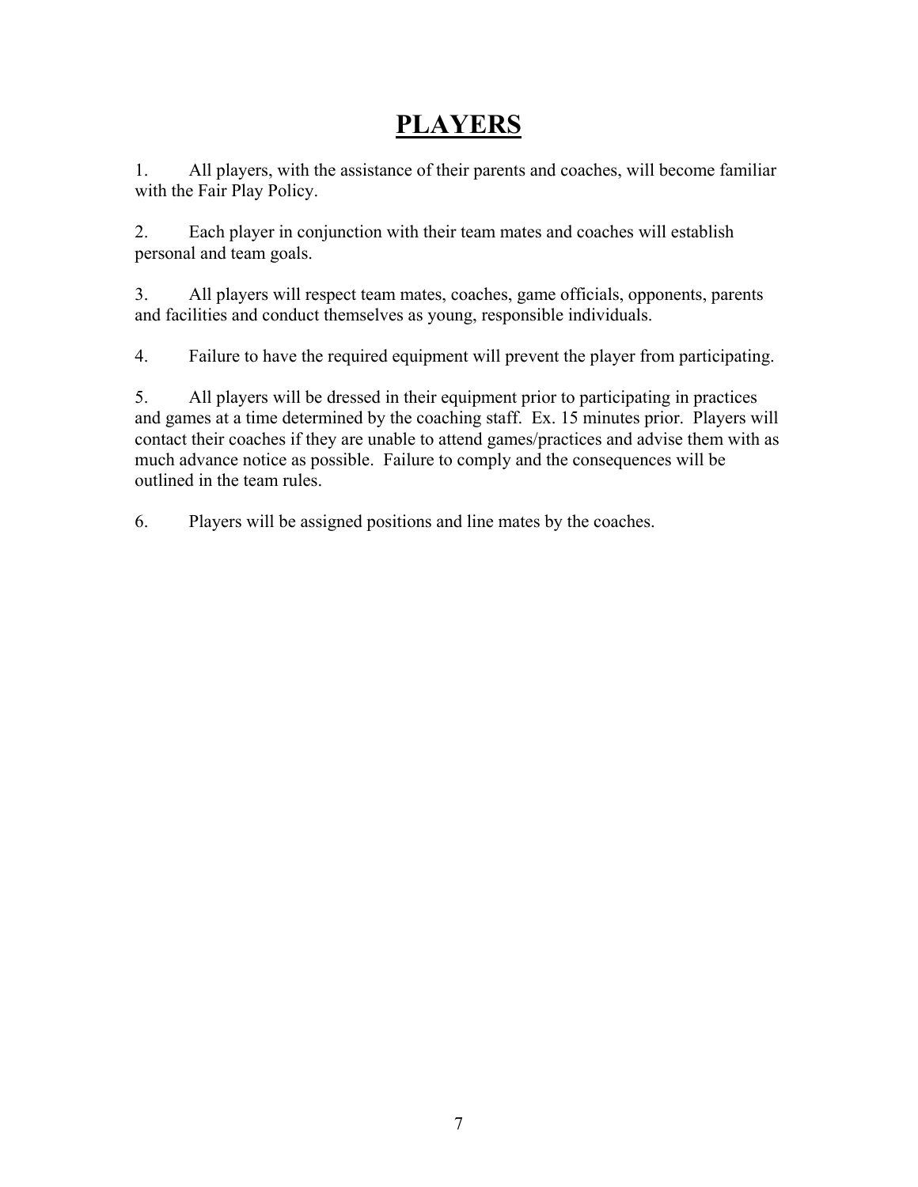# PLAYERS

1. All players, with the assistance of their parents and coaches, will become familiar with the Fair Play Policy.

2. Each player in conjunction with their team mates and coaches will establish personal and team goals.

3. All players will respect team mates, coaches, game officials, opponents, parents and facilities and conduct themselves as young, responsible individuals.

4. Failure to have the required equipment will prevent the player from participating.

5. All players will be dressed in their equipment prior to participating in practices and games at a time determined by the coaching staff. Ex. 15 minutes prior. Players will contact their coaches if they are unable to attend games/practices and advise them with as much advance notice as possible. Failure to comply and the consequences will be outlined in the team rules.

6. Players will be assigned positions and line mates by the coaches.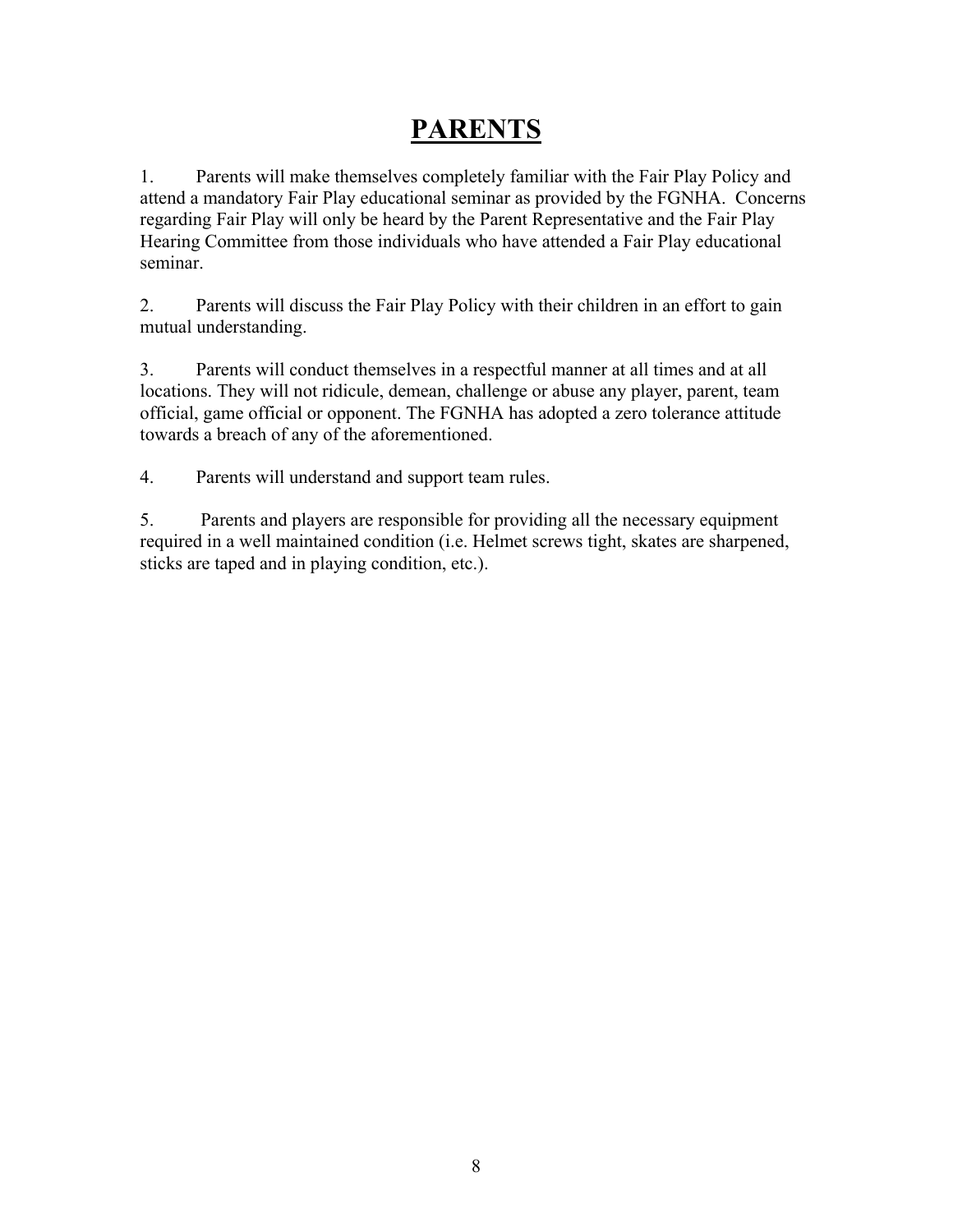# PARENTS

1. Parents will make themselves completely familiar with the Fair Play Policy and attend a mandatory Fair Play educational seminar as provided by the FGNHA. Concerns regarding Fair Play will only be heard by the Parent Representative and the Fair Play Hearing Committee from those individuals who have attended a Fair Play educational seminar.

2. Parents will discuss the Fair Play Policy with their children in an effort to gain mutual understanding.

3. Parents will conduct themselves in a respectful manner at all times and at all locations. They will not ridicule, demean, challenge or abuse any player, parent, team official, game official or opponent. The FGNHA has adopted a zero tolerance attitude towards a breach of any of the aforementioned.

4. Parents will understand and support team rules.

5. Parents and players are responsible for providing all the necessary equipment required in a well maintained condition (i.e. Helmet screws tight, skates are sharpened, sticks are taped and in playing condition, etc.).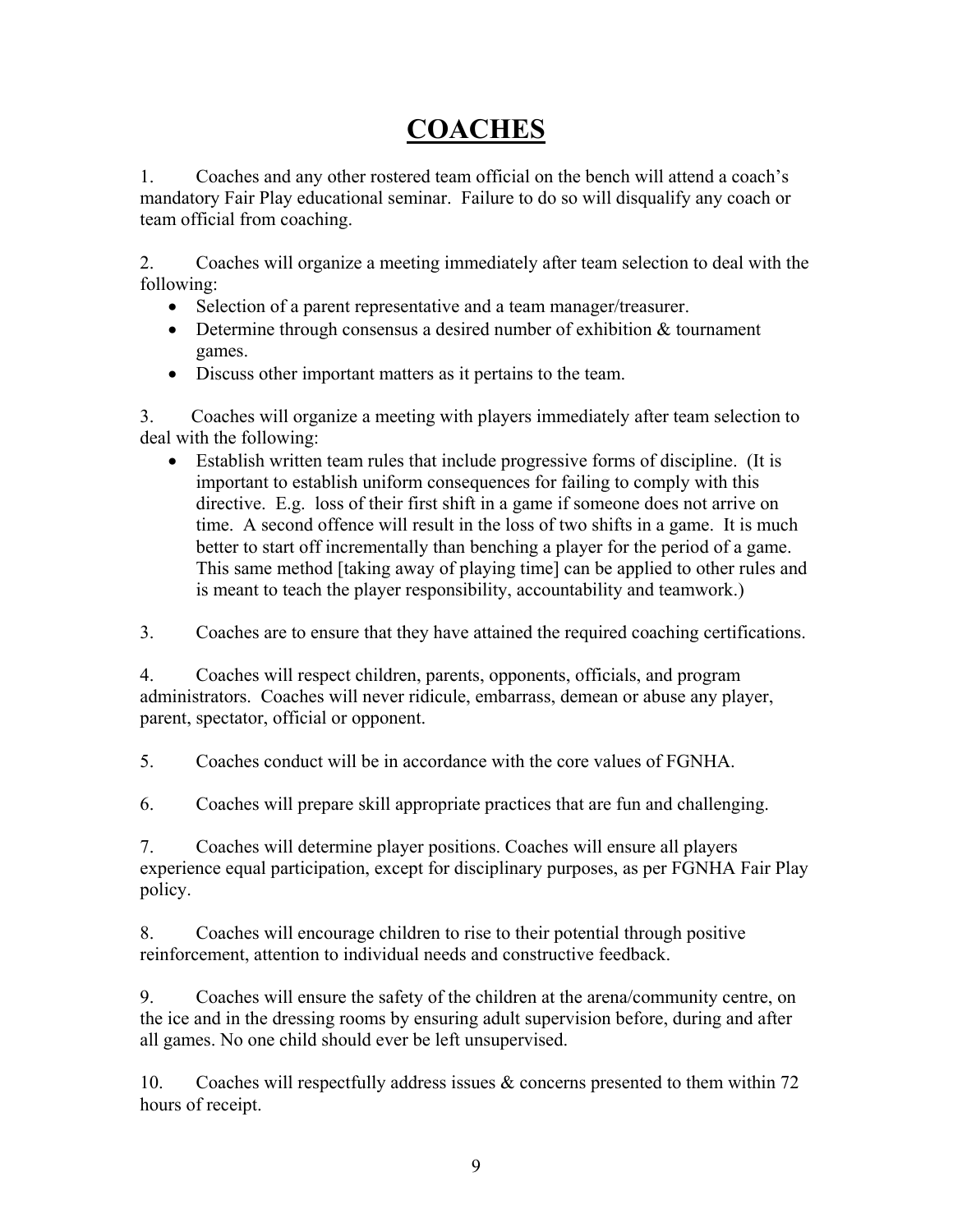# COACHES

1. Coaches and any other rostered team official on the bench will attend a coach's mandatory Fair Play educational seminar. Failure to do so will disqualify any coach or team official from coaching.

2. Coaches will organize a meeting immediately after team selection to deal with the following:
   - Selection of a parent representative and a team manager/treasurer.
   - Determine through consensus a desired number of exhibition & tournament games.
   - Discuss other important matters as it pertains to the team.

3. Coaches will organize a meeting with players immediately after team selection to deal with the following:
   - Establish written team rules that include progressive forms of discipline. (It is important to establish uniform consequences for failing to comply with this directive. E.g. loss of their first shift in a game if someone does not arrive on time. A second offence will result in the loss of two shifts in a game. It is much better to start off incrementally than benching a player for the period of a game. This same method [taking away of playing time] can be applied to other rules and is meant to teach the player responsibility, accountability and teamwork.)

3. Coaches are to ensure that they have attained the required coaching certifications.

4. Coaches will respect children, parents, opponents, officials, and program administrators. Coaches will never ridicule, embarrass, demean or abuse any player, parent, spectator, official or opponent.

5. Coaches conduct will be in accordance with the core values of FGNHA.

6. Coaches will prepare skill appropriate practices that are fun and challenging.

7. Coaches will determine player positions. Coaches will ensure all players experience equal participation, except for disciplinary purposes, as per FGNHA Fair Play policy.

8. Coaches will encourage children to rise to their potential through positive reinforcement, attention to individual needs and constructive feedback.

9. Coaches will ensure the safety of the children at the arena/community centre, on the ice and in the dressing rooms by ensuring adult supervision before, during and after all games. No one child should ever be left unsupervised.

10. Coaches will respectfully address issues & concerns presented to them within 72 hours of receipt.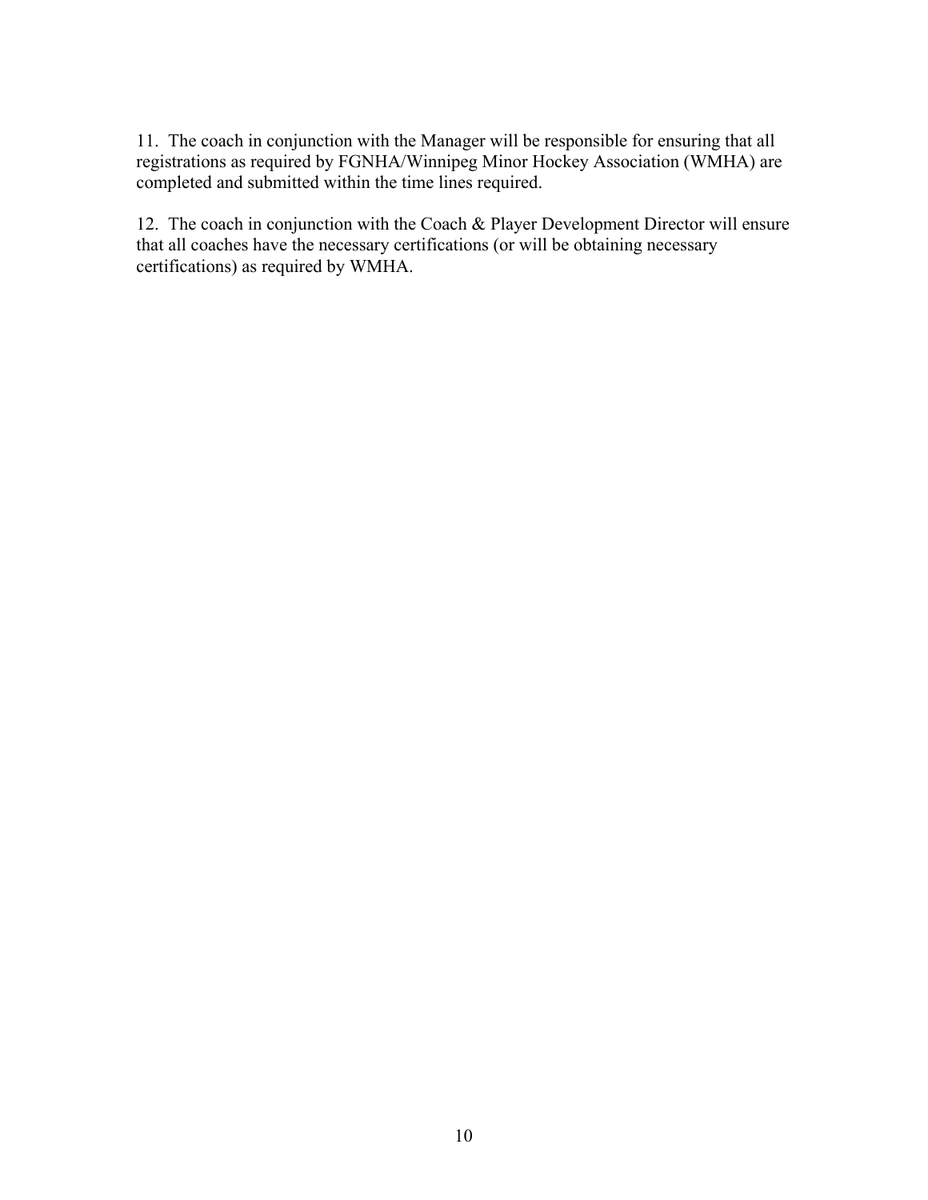11. The coach in conjunction with the Manager will be responsible for ensuring that all registrations as required by FGNHA/Winnipeg Minor Hockey Association (WMHA) are completed and submitted within the time lines required.

12. The coach in conjunction with the Coach & Player Development Director will ensure that all coaches have the necessary certifications (or will be obtaining necessary certifications) as required by WMHA.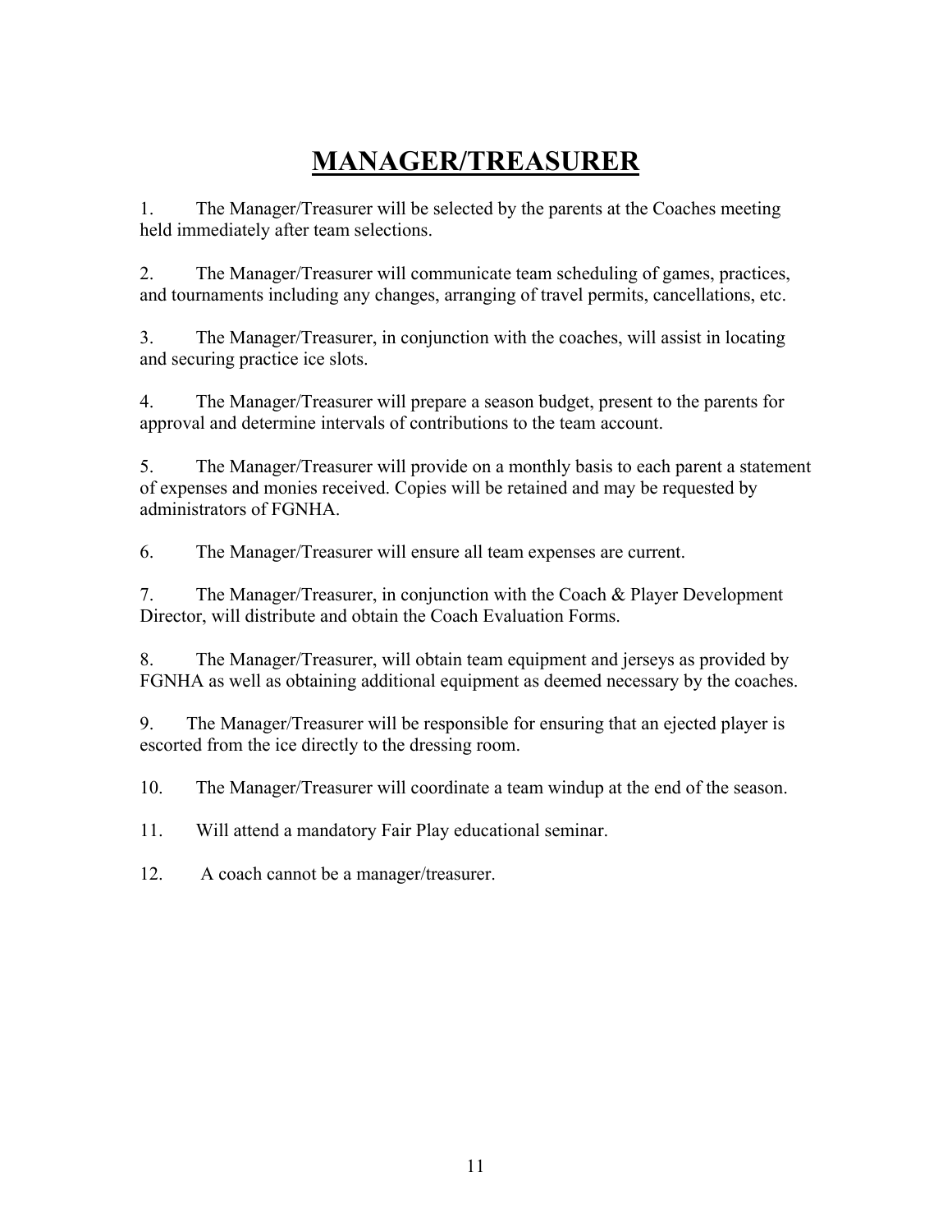# MANAGER/TREASURER

1. The Manager/Treasurer will be selected by the parents at the Coaches meeting held immediately after team selections.

2. The Manager/Treasurer will communicate team scheduling of games, practices, and tournaments including any changes, arranging of travel permits, cancellations, etc.

3. The Manager/Treasurer, in conjunction with the coaches, will assist in locating and securing practice ice slots.

4. The Manager/Treasurer will prepare a season budget, present to the parents for approval and determine intervals of contributions to the team account.

5. The Manager/Treasurer will provide on a monthly basis to each parent a statement of expenses and monies received. Copies will be retained and may be requested by administrators of FGNHA.

6. The Manager/Treasurer will ensure all team expenses are current.

7. The Manager/Treasurer, in conjunction with the Coach & Player Development Director, will distribute and obtain the Coach Evaluation Forms.

8. The Manager/Treasurer, will obtain team equipment and jerseys as provided by FGNHA as well as obtaining additional equipment as deemed necessary by the coaches.

9. The Manager/Treasurer will be responsible for ensuring that an ejected player is escorted from the ice directly to the dressing room.

10. The Manager/Treasurer will coordinate a team windup at the end of the season.

11. Will attend a mandatory Fair Play educational seminar.

12. A coach cannot be a manager/treasurer.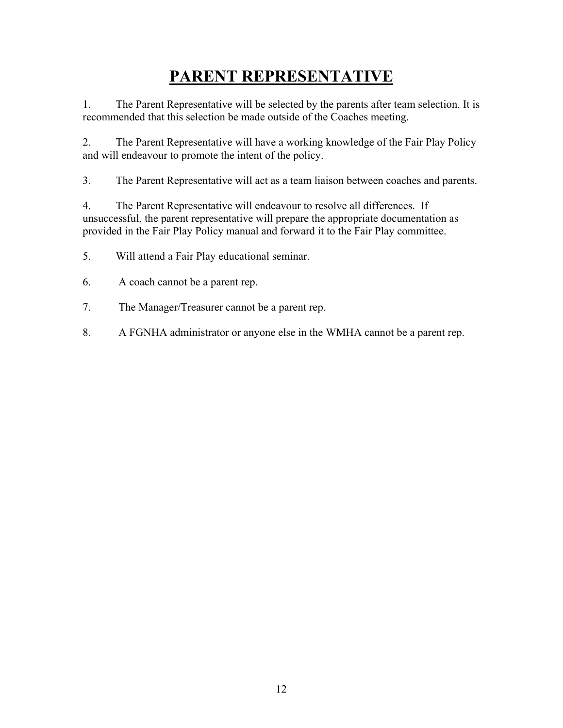# PARENT REPRESENTATIVE

1. The Parent Representative will be selected by the parents after team selection. It is recommended that this selection be made outside of the Coaches meeting.

2. The Parent Representative will have a working knowledge of the Fair Play Policy and will endeavour to promote the intent of the policy.

3. The Parent Representative will act as a team liaison between coaches and parents.

4. The Parent Representative will endeavour to resolve all differences. If unsuccessful, the parent representative will prepare the appropriate documentation as provided in the Fair Play Policy manual and forward it to the Fair Play committee.

5. Will attend a Fair Play educational seminar.

6. A coach cannot be a parent rep.

7. The Manager/Treasurer cannot be a parent rep.

8. A FGNHA administrator or anyone else in the WMHA cannot be a parent rep.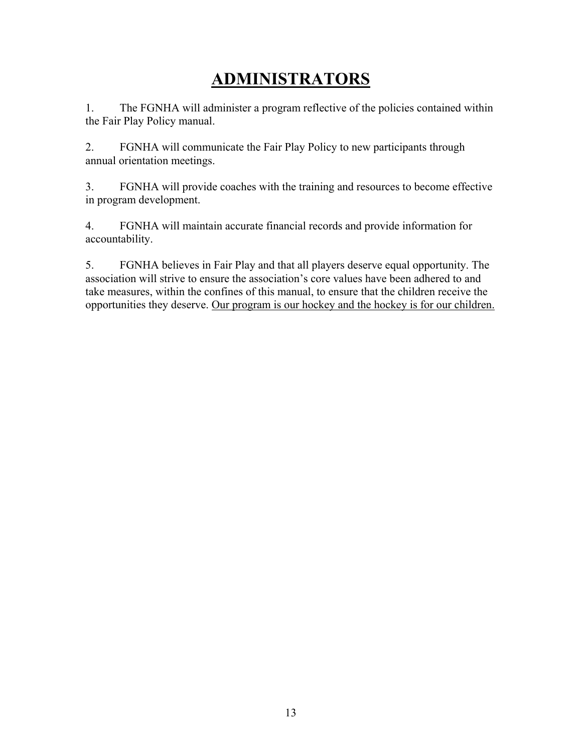# ADMINISTRATORS

1. The FGNHA will administer a program reflective of the policies contained within the Fair Play Policy manual.

2. FGNHA will communicate the Fair Play Policy to new participants through annual orientation meetings.

3. FGNHA will provide coaches with the training and resources to become effective in program development.

4. FGNHA will maintain accurate financial records and provide information for accountability.

5. FGNHA believes in Fair Play and that all players deserve equal opportunity. The association will strive to ensure the association's core values have been adhered to and take measures, within the confines of this manual, to ensure that the children receive the opportunities they deserve. <u>Our program is our hockey and the hockey is for our children.</u>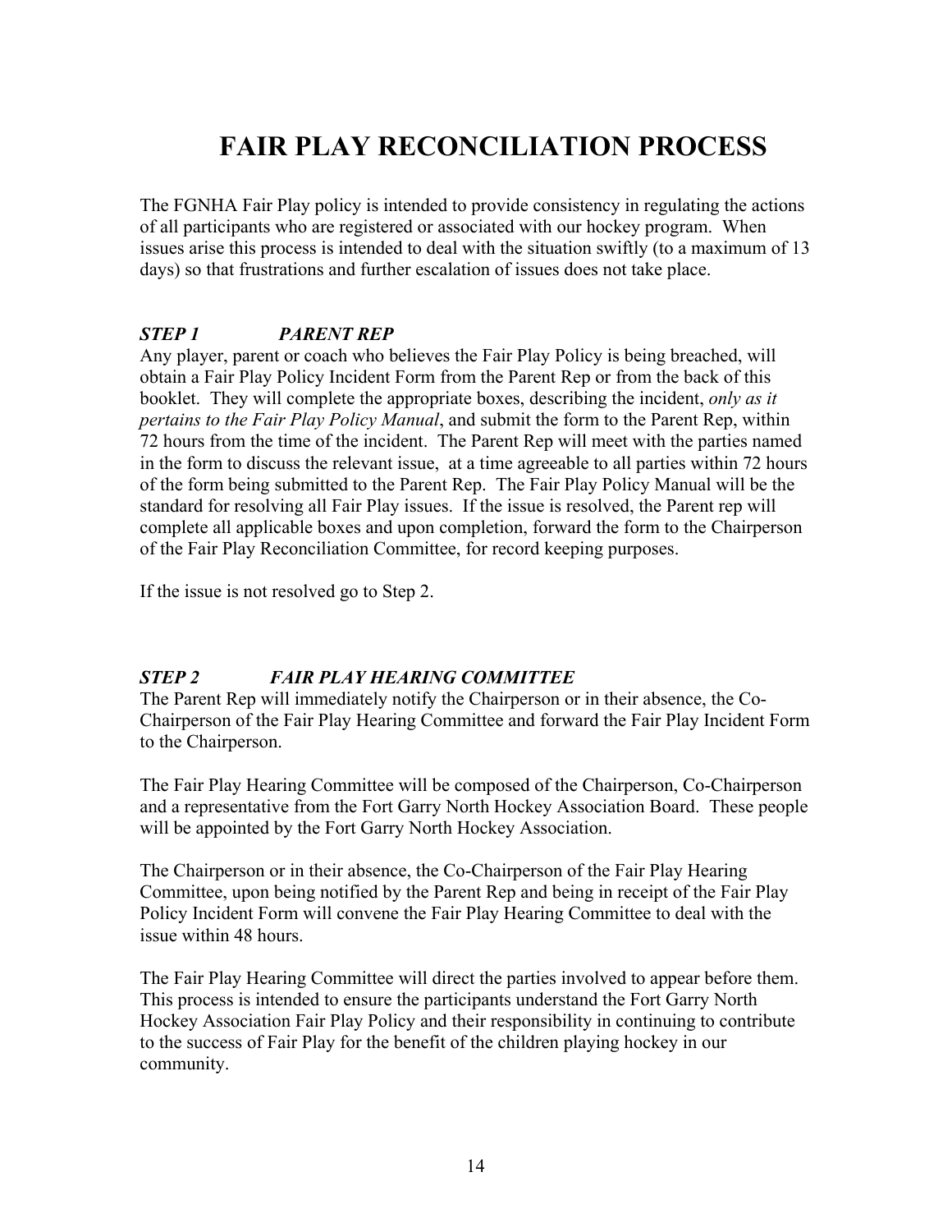# FAIR PLAY RECONCILIATION PROCESS

The FGNHA Fair Play policy is intended to provide consistency in regulating the actions of all participants who are registered or associated with our hockey program. When issues arise this process is intended to deal with the situation swiftly (to a maximum of 13 days) so that frustrations and further escalation of issues does not take place.

### *STEP 1 PARENT REP*

Any player, parent or coach who believes the Fair Play Policy is being breached, will obtain a Fair Play Policy Incident Form from the Parent Rep or from the back of this booklet. They will complete the appropriate boxes, describing the incident, *only as it pertains to the Fair Play Policy Manual*, and submit the form to the Parent Rep, within 72 hours from the time of the incident. The Parent Rep will meet with the parties named in the form to discuss the relevant issue, at a time agreeable to all parties within 72 hours of the form being submitted to the Parent Rep. The Fair Play Policy Manual will be the standard for resolving all Fair Play issues. If the issue is resolved, the Parent rep will complete all applicable boxes and upon completion, forward the form to the Chairperson of the Fair Play Reconciliation Committee, for record keeping purposes.

If the issue is not resolved go to Step 2.

### *STEP 2 FAIR PLAY HEARING COMMITTEE*

The Parent Rep will immediately notify the Chairperson or in their absence, the Co-Chairperson of the Fair Play Hearing Committee and forward the Fair Play Incident Form to the Chairperson.

The Fair Play Hearing Committee will be composed of the Chairperson, Co-Chairperson and a representative from the Fort Garry North Hockey Association Board. These people will be appointed by the Fort Garry North Hockey Association.

The Chairperson or in their absence, the Co-Chairperson of the Fair Play Hearing Committee, upon being notified by the Parent Rep and being in receipt of the Fair Play Policy Incident Form will convene the Fair Play Hearing Committee to deal with the issue within 48 hours.

The Fair Play Hearing Committee will direct the parties involved to appear before them. This process is intended to ensure the participants understand the Fort Garry North Hockey Association Fair Play Policy and their responsibility in continuing to contribute to the success of Fair Play for the benefit of the children playing hockey in our community.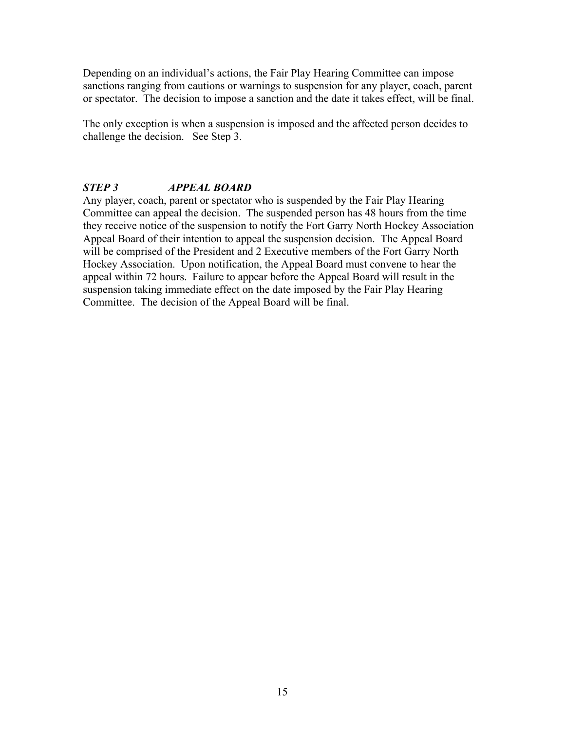Depending on an individual's actions, the Fair Play Hearing Committee can impose sanctions ranging from cautions or warnings to suspension for any player, coach, parent or spectator. The decision to impose a sanction and the date it takes effect, will be final.

The only exception is when a suspension is imposed and the affected person decides to challenge the decision. See Step 3.

### *STEP 3 APPEAL BOARD*

Any player, coach, parent or spectator who is suspended by the Fair Play Hearing Committee can appeal the decision. The suspended person has 48 hours from the time they receive notice of the suspension to notify the Fort Garry North Hockey Association Appeal Board of their intention to appeal the suspension decision. The Appeal Board will be comprised of the President and 2 Executive members of the Fort Garry North Hockey Association. Upon notification, the Appeal Board must convene to hear the appeal within 72 hours. Failure to appear before the Appeal Board will result in the suspension taking immediate effect on the date imposed by the Fair Play Hearing Committee. The decision of the Appeal Board will be final.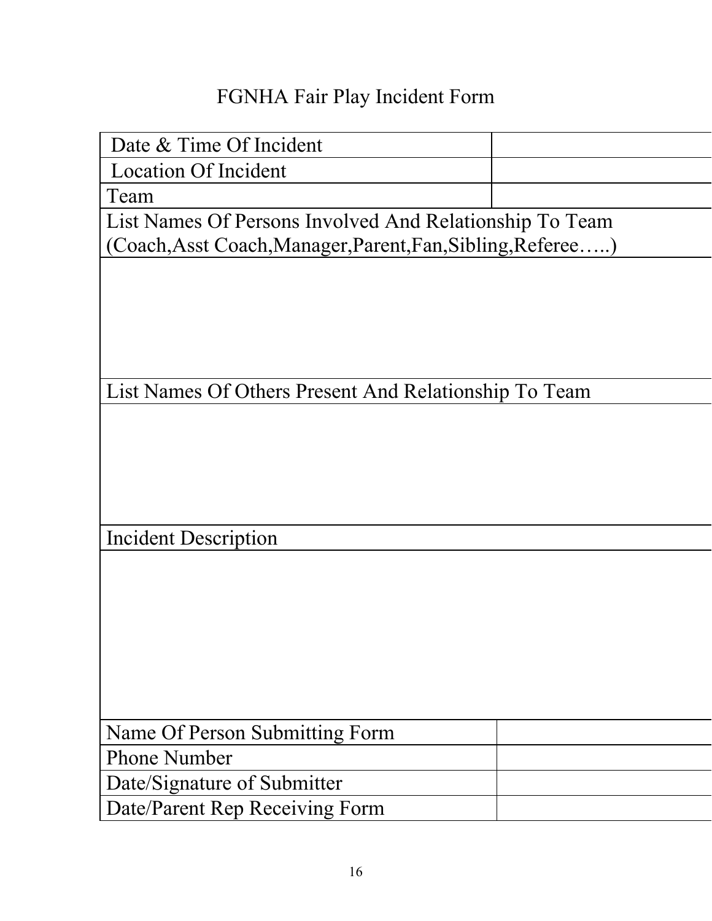# FGNHA Fair Play Incident Form

| Date & Time Of Incident | |
|---|---|
| Location Of Incident | |
| Team | |

| List Names Of Persons Involved And Relationship To Team (Coach,Asst Coach,Manager,Parent,Fan,Sibling,Referee…..) |
|---|
| |

| List Names Of Others Present And Relationship To Team |
|---|
| |

| Incident Description |
|---|
| |

| Name Of Person Submitting Form | |
|---|---|
| Phone Number | |
| Date/Signature of Submitter | |
| Date/Parent Rep Receiving Form | |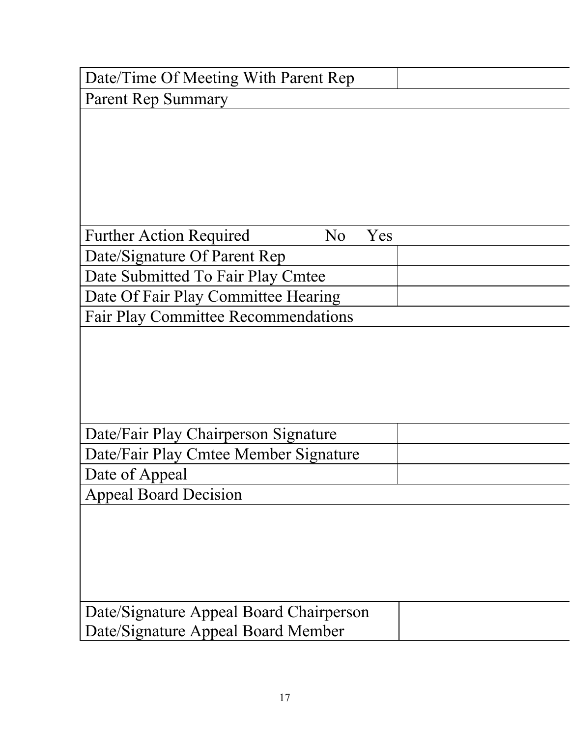| | |
|---|---|
| Date/Time Of Meeting With Parent Rep | |
| Parent Rep Summary | |
| | |
| Further Action Required No Yes | |
| Date/Signature Of Parent Rep | |
| Date Submitted To Fair Play Cmtee | |
| Date Of Fair Play Committee Hearing | |
| Fair Play Committee Recommendations | |
| | |
| Date/Fair Play Chairperson Signature | |
| Date/Fair Play Cmtee Member Signature | |
| Date of Appeal | |
| Appeal Board Decision | |
| | |
| Date/Signature Appeal Board Chairperson<br>Date/Signature Appeal Board Member | |